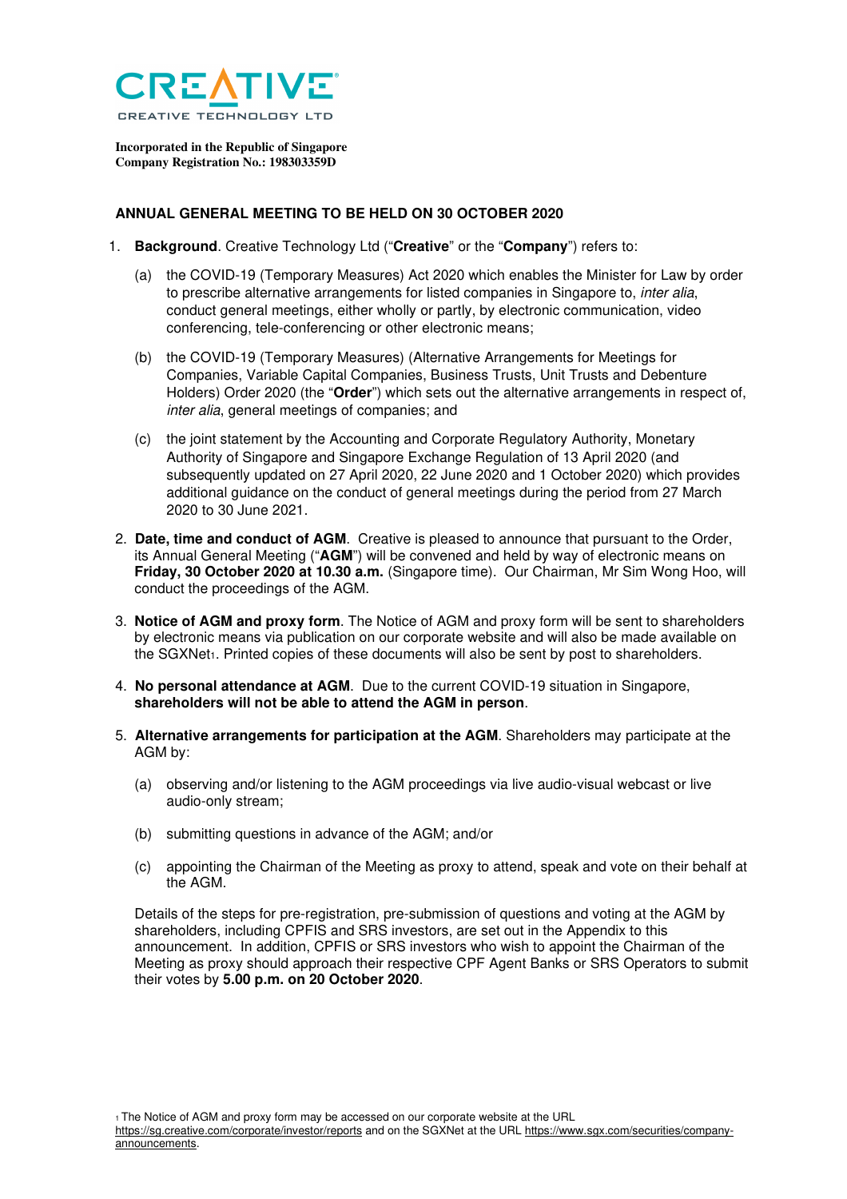CREATIVE

CREATIVE TECHNOLOGY LTD

**Incorporated in the Republic of Singapore**
**Company Registration No.: 198303359D**

## ANNUAL GENERAL MEETING TO BE HELD ON 30 OCTOBER 2020

1. **Background**. Creative Technology Ltd ("**Creative**" or the "**Company**") refers to:

    (a) the COVID-19 (Temporary Measures) Act 2020 which enables the Minister for Law by order to prescribe alternative arrangements for listed companies in Singapore to, *inter alia*, conduct general meetings, either wholly or partly, by electronic communication, video conferencing, tele-conferencing or other electronic means;

    (b) the COVID-19 (Temporary Measures) (Alternative Arrangements for Meetings for Companies, Variable Capital Companies, Business Trusts, Unit Trusts and Debenture Holders) Order 2020 (the "**Order**") which sets out the alternative arrangements in respect of, *inter alia*, general meetings of companies; and

    (c) the joint statement by the Accounting and Corporate Regulatory Authority, Monetary Authority of Singapore and Singapore Exchange Regulation of 13 April 2020 (and subsequently updated on 27 April 2020, 22 June 2020 and 1 October 2020) which provides additional guidance on the conduct of general meetings during the period from 27 March 2020 to 30 June 2021.

2. **Date, time and conduct of AGM**. Creative is pleased to announce that pursuant to the Order, its Annual General Meeting ("**AGM**") will be convened and held by way of electronic means on **Friday, 30 October 2020 at 10.30 a.m.** (Singapore time). Our Chairman, Mr Sim Wong Hoo, will conduct the proceedings of the AGM.

3. **Notice of AGM and proxy form**. The Notice of AGM and proxy form will be sent to shareholders by electronic means via publication on our corporate website and will also be made available on the SGXNet[1]. Printed copies of these documents will also be sent by post to shareholders.

4. **No personal attendance at AGM**. Due to the current COVID-19 situation in Singapore, **shareholders will not be able to attend the AGM in person**.

5. **Alternative arrangements for participation at the AGM**. Shareholders may participate at the AGM by:

    (a) observing and/or listening to the AGM proceedings via live audio-visual webcast or live audio-only stream;

    (b) submitting questions in advance of the AGM; and/or

    (c) appointing the Chairman of the Meeting as proxy to attend, speak and vote on their behalf at the AGM.

    Details of the steps for pre-registration, pre-submission of questions and voting at the AGM by shareholders, including CPFIS and SRS investors, are set out in the Appendix to this announcement. In addition, CPFIS or SRS investors who wish to appoint the Chairman of the Meeting as proxy should approach their respective CPF Agent Banks or SRS Operators to submit their votes by **5.00 p.m. on 20 October 2020**.

[1] The Notice of AGM and proxy form may be accessed on our corporate website at the URL https://sg.creative.com/corporate/investor/reports and on the SGXNet at the URL https://www.sgx.com/securities/company-announcements.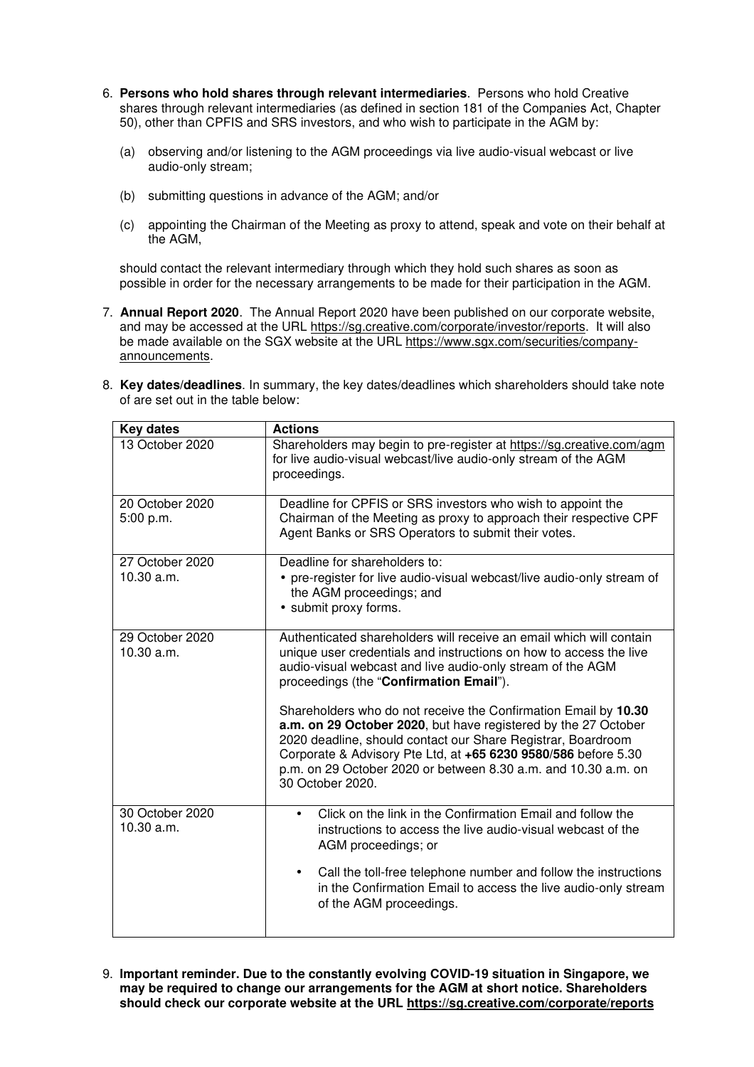6. **Persons who hold shares through relevant intermediaries**. Persons who hold Creative shares through relevant intermediaries (as defined in section 181 of the Companies Act, Chapter 50), other than CPFIS and SRS investors, and who wish to participate in the AGM by:

   (a) observing and/or listening to the AGM proceedings via live audio-visual webcast or live audio-only stream;

   (b) submitting questions in advance of the AGM; and/or

   (c) appointing the Chairman of the Meeting as proxy to attend, speak and vote on their behalf at the AGM,

   should contact the relevant intermediary through which they hold such shares as soon as possible in order for the necessary arrangements to be made for their participation in the AGM.

7. **Annual Report 2020**. The Annual Report 2020 have been published on our corporate website, and may be accessed at the URL https://sg.creative.com/corporate/investor/reports. It will also be made available on the SGX website at the URL https://www.sgx.com/securities/company-announcements.

8. **Key dates/deadlines**. In summary, the key dates/deadlines which shareholders should take note of are set out in the table below:

| **Key dates** | **Actions** |
|---|---|
| 13 October 2020 | Shareholders may begin to pre-register at https://sg.creative.com/agm for live audio-visual webcast/live audio-only stream of the AGM proceedings. |
| 20 October 2020 5:00 p.m. | Deadline for CPFIS or SRS investors who wish to appoint the Chairman of the Meeting as proxy to approach their respective CPF Agent Banks or SRS Operators to submit their votes. |
| 27 October 2020 10.30 a.m. | Deadline for shareholders to:<br>• pre-register for live audio-visual webcast/live audio-only stream of the AGM proceedings; and<br>• submit proxy forms. |
| 29 October 2020 10.30 a.m. | Authenticated shareholders will receive an email which will contain unique user credentials and instructions on how to access the live audio-visual webcast and live audio-only stream of the AGM proceedings (the "**Confirmation Email**").<br><br>Shareholders who do not receive the Confirmation Email by **10.30 a.m. on 29 October 2020**, but have registered by the 27 October 2020 deadline, should contact our Share Registrar, Boardroom Corporate & Advisory Pte Ltd, at **+65 6230 9580/586** before 5.30 p.m. on 29 October 2020 or between 8.30 a.m. and 10.30 a.m. on 30 October 2020. |
| 30 October 2020 10.30 a.m. | • Click on the link in the Confirmation Email and follow the instructions to access the live audio-visual webcast of the AGM proceedings; or<br><br>• Call the toll-free telephone number and follow the instructions in the Confirmation Email to access the live audio-only stream of the AGM proceedings. |

9. **Important reminder. Due to the constantly evolving COVID-19 situation in Singapore, we may be required to change our arrangements for the AGM at short notice. Shareholders should check our corporate website at the URL https://sg.creative.com/corporate/reports**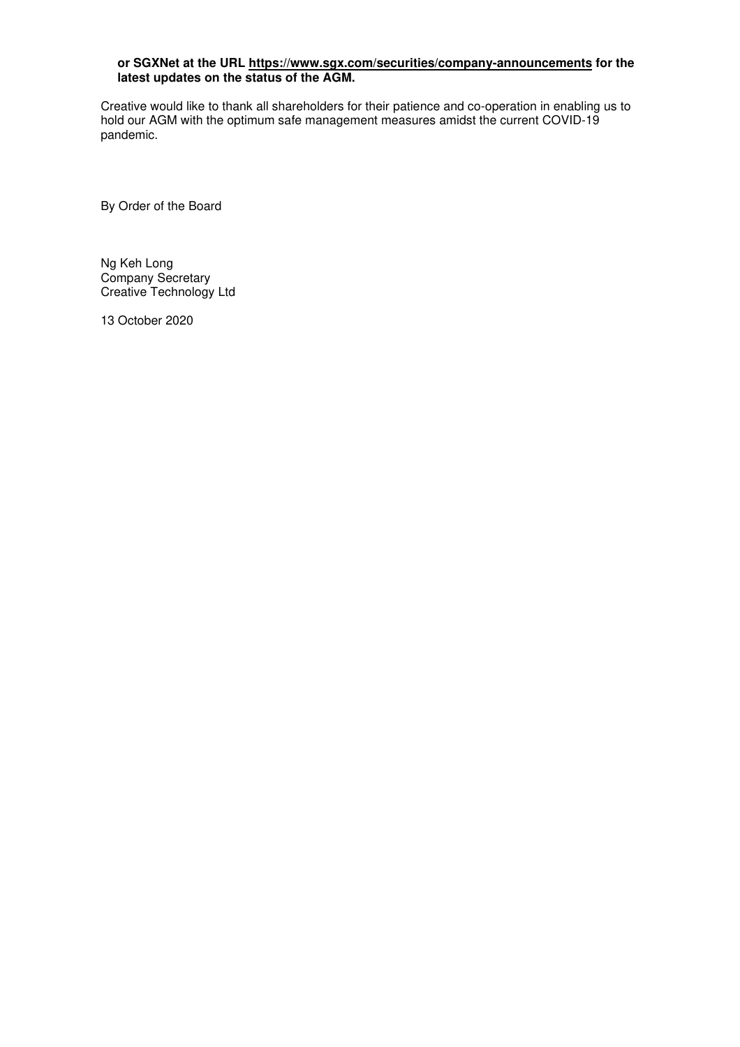**or SGXNet at the URL https://www.sgx.com/securities/company-announcements for the latest updates on the status of the AGM.**

Creative would like to thank all shareholders for their patience and co-operation in enabling us to hold our AGM with the optimum safe management measures amidst the current COVID-19 pandemic.

By Order of the Board

Ng Keh Long
Company Secretary
Creative Technology Ltd

13 October 2020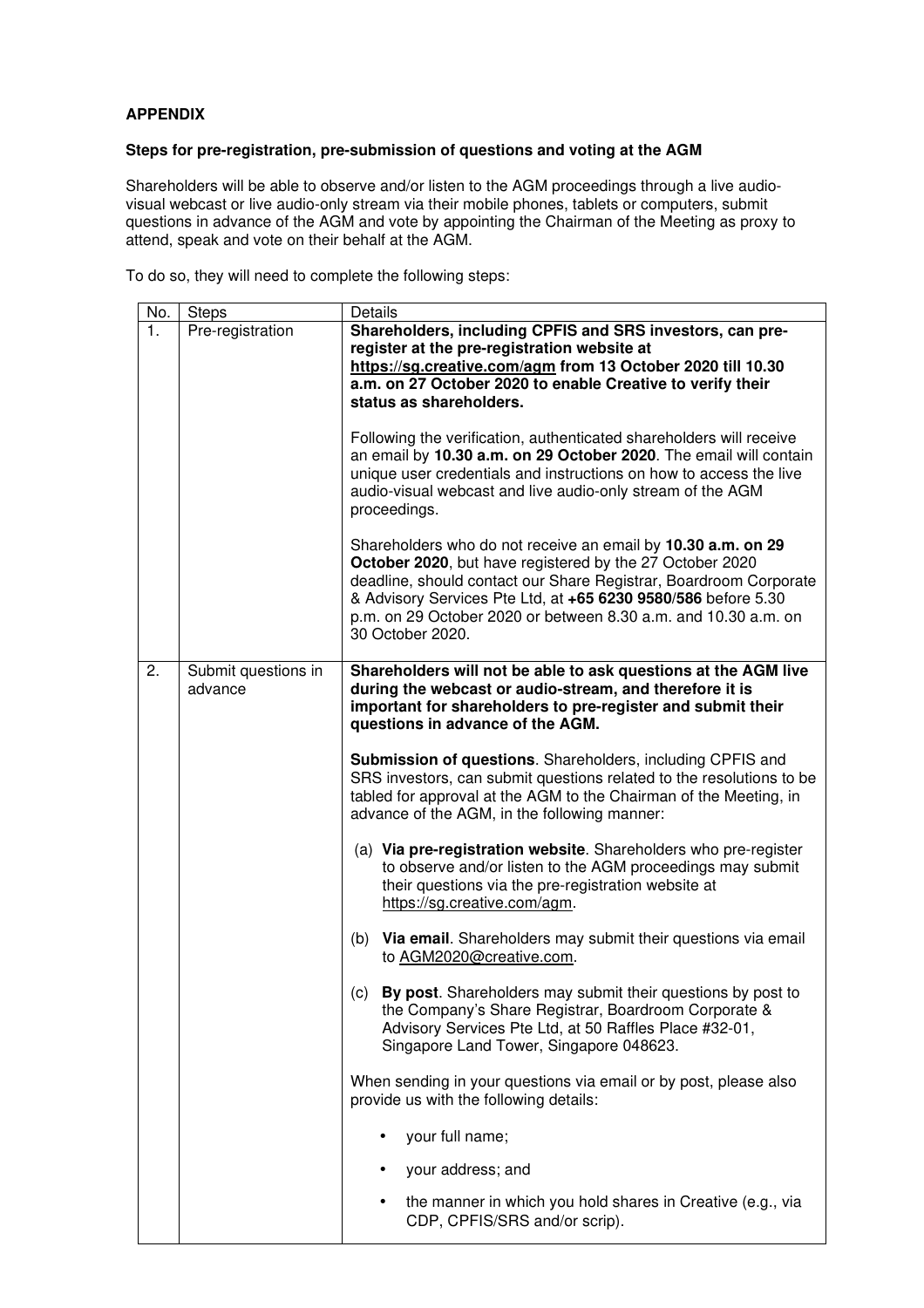**APPENDIX**

**Steps for pre-registration, pre-submission of questions and voting at the AGM**

Shareholders will be able to observe and/or listen to the AGM proceedings through a live audio-visual webcast or live audio-only stream via their mobile phones, tablets or computers, submit questions in advance of the AGM and vote by appointing the Chairman of the Meeting as proxy to attend, speak and vote on their behalf at the AGM.

To do so, they will need to complete the following steps:

| No. | Steps | Details |
|---|---|---|
| 1. | Pre-registration | **Shareholders, including CPFIS and SRS investors, can pre-register at the pre-registration website at https://sg.creative.com/agm from 13 October 2020 till 10.30 a.m. on 27 October 2020 to enable Creative to verify their status as shareholders.**<br><br>Following the verification, authenticated shareholders will receive an email by **10.30 a.m. on 29 October 2020**. The email will contain unique user credentials and instructions on how to access the live audio-visual webcast and live audio-only stream of the AGM proceedings.<br><br>Shareholders who do not receive an email by **10.30 a.m. on 29 October 2020**, but have registered by the 27 October 2020 deadline, should contact our Share Registrar, Boardroom Corporate & Advisory Services Pte Ltd, at **+65 6230 9580/586** before 5.30 p.m. on 29 October 2020 or between 8.30 a.m. and 10.30 a.m. on 30 October 2020. |
| 2. | Submit questions in advance | **Shareholders will not be able to ask questions at the AGM live during the webcast or audio-stream, and therefore it is important for shareholders to pre-register and submit their questions in advance of the AGM.**<br><br>**Submission of questions**. Shareholders, including CPFIS and SRS investors, can submit questions related to the resolutions to be tabled for approval at the AGM to the Chairman of the Meeting, in advance of the AGM, in the following manner:<br><br>(a) **Via pre-registration website**. Shareholders who pre-register to observe and/or listen to the AGM proceedings may submit their questions via the pre-registration website at https://sg.creative.com/agm.<br><br>(b) **Via email**. Shareholders may submit their questions via email to AGM2020@creative.com.<br><br>(c) **By post**. Shareholders may submit their questions by post to the Company's Share Registrar, Boardroom Corporate & Advisory Services Pte Ltd, at 50 Raffles Place #32-01, Singapore Land Tower, Singapore 048623.<br><br>When sending in your questions via email or by post, please also provide us with the following details:<br><br>• your full name;<br>• your address; and<br>• the manner in which you hold shares in Creative (e.g., via CDP, CPFIS/SRS and/or scrip). |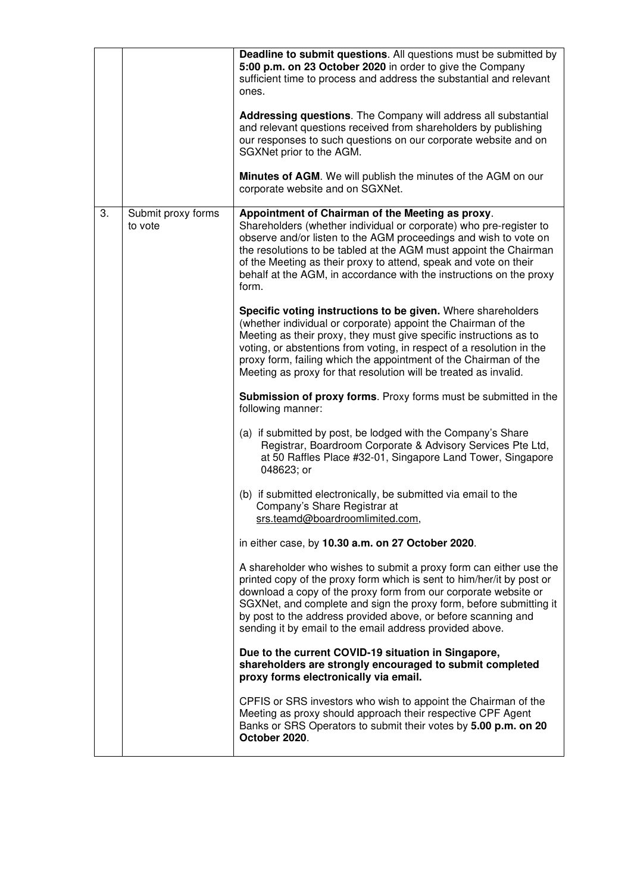| | | |
|---|---|---|
| | | **Deadline to submit questions**. All questions must be submitted by **5:00 p.m. on 23 October 2020** in order to give the Company sufficient time to process and address the substantial and relevant ones.<br><br>**Addressing questions**. The Company will address all substantial and relevant questions received from shareholders by publishing our responses to such questions on our corporate website and on SGXNet prior to the AGM.<br><br>**Minutes of AGM**. We will publish the minutes of the AGM on our corporate website and on SGXNet. |
| 3. | Submit proxy forms to vote | **Appointment of Chairman of the Meeting as proxy**. Shareholders (whether individual or corporate) who pre-register to observe and/or listen to the AGM proceedings and wish to vote on the resolutions to be tabled at the AGM must appoint the Chairman of the Meeting as their proxy to attend, speak and vote on their behalf at the AGM, in accordance with the instructions on the proxy form.<br><br>**Specific voting instructions to be given.** Where shareholders (whether individual or corporate) appoint the Chairman of the Meeting as their proxy, they must give specific instructions as to voting, or abstentions from voting, in respect of a resolution in the proxy form, failing which the appointment of the Chairman of the Meeting as proxy for that resolution will be treated as invalid.<br><br>**Submission of proxy forms**. Proxy forms must be submitted in the following manner:<br><br>(a) if submitted by post, be lodged with the Company's Share Registrar, Boardroom Corporate & Advisory Services Pte Ltd, at 50 Raffles Place #32-01, Singapore Land Tower, Singapore 048623; or<br><br>(b) if submitted electronically, be submitted via email to the Company's Share Registrar at srs.teamd@boardroomlimited.com,<br><br>in either case, by **10.30 a.m. on 27 October 2020**.<br><br>A shareholder who wishes to submit a proxy form can either use the printed copy of the proxy form which is sent to him/her/it by post or download a copy of the proxy form from our corporate website or SGXNet, and complete and sign the proxy form, before submitting it by post to the address provided above, or before scanning and sending it by email to the email address provided above.<br><br>**Due to the current COVID-19 situation in Singapore, shareholders are strongly encouraged to submit completed proxy forms electronically via email.**<br><br>CPFIS or SRS investors who wish to appoint the Chairman of the Meeting as proxy should approach their respective CPF Agent Banks or SRS Operators to submit their votes by **5.00 p.m. on 20 October 2020**. |